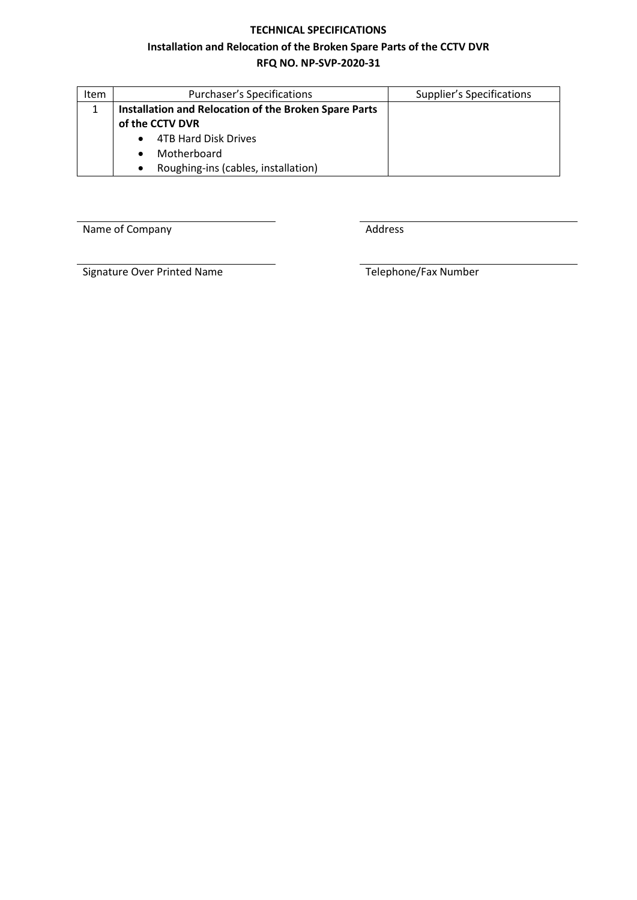# TECHNICAL SPECIFICATIONS

## Installation and Relocation of the Broken Spare Parts of the CCTV DVR

## RFQ NO. NP-SVP-2020-31

| Item | Purchaser's Specifications | Supplier's Specifications |
|---|---|---|
| 1 | **Installation and Relocation of the Broken Spare Parts of the CCTV DVR**<br>• 4TB Hard Disk Drives<br>• Motherboard<br>• Roughing-ins (cables, installation) | |

Name of Company

Address

Signature Over Printed Name

Telephone/Fax Number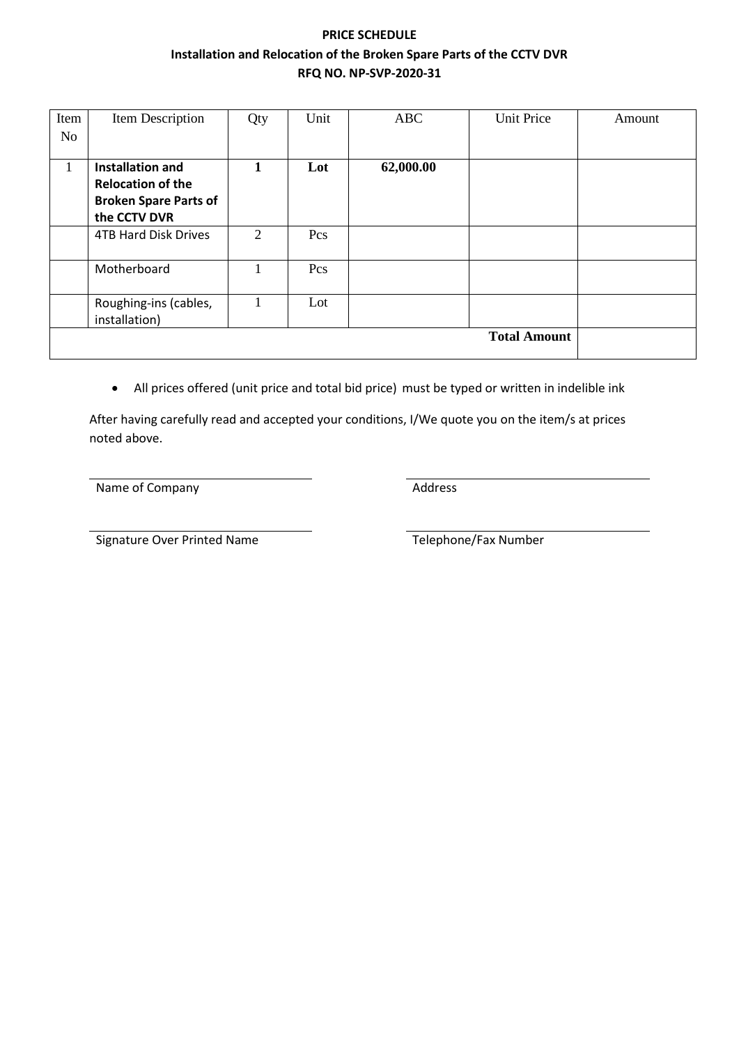**PRICE SCHEDULE**

**Installation and Relocation of the Broken Spare Parts of the CCTV DVR**

**RFQ NO. NP-SVP-2020-31**

| Item No | Item Description | Qty | Unit | ABC | Unit Price | Amount |
|---|---|---|---|---|---|---|
| 1 | **Installation and Relocation of the Broken Spare Parts of the CCTV DVR** | **1** | **Lot** | **62,000.00** | | |
| | 4TB Hard Disk Drives | 2 | Pcs | | | |
| | Motherboard | 1 | Pcs | | | |
| | Roughing-ins (cables, installation) | 1 | Lot | | | |
| | | | | | **Total Amount** | |

- All prices offered (unit price and total bid price) must be typed or written in indelible ink

After having carefully read and accepted your conditions, I/We quote you on the item/s at prices noted above.

Name of Company

Address

Signature Over Printed Name

Telephone/Fax Number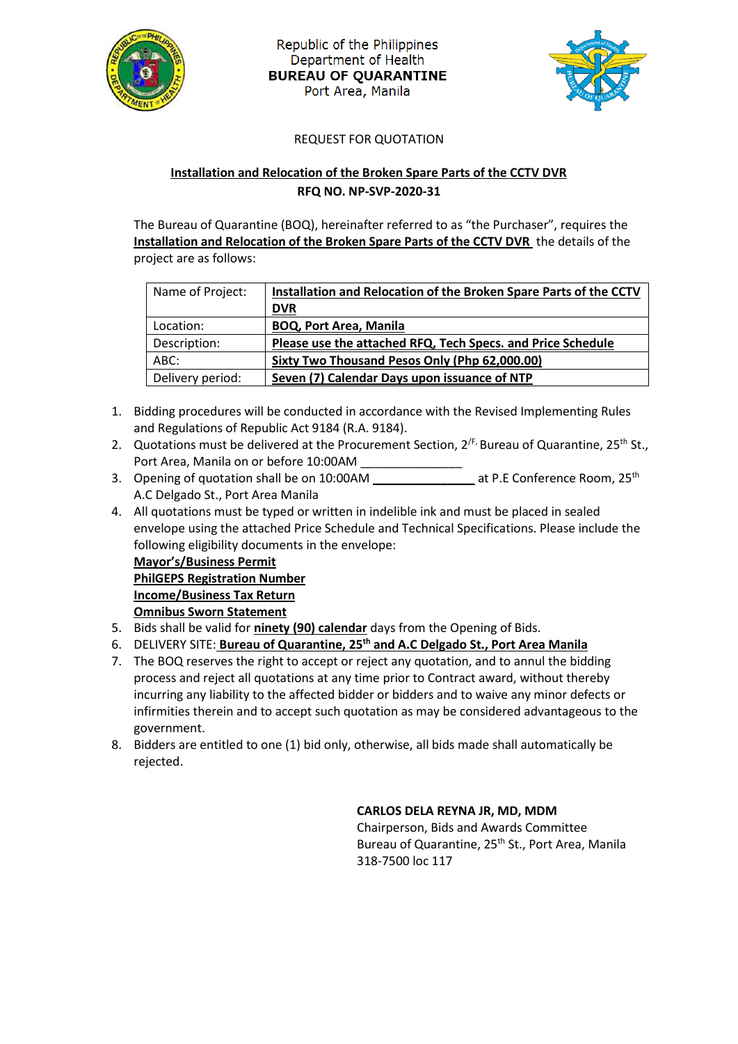Republic of the Philippines
Department of Health
**BUREAU OF QUARANTINE**
Port Area, Manila

REQUEST FOR QUOTATION

**Installation and Relocation of the Broken Spare Parts of the CCTV DVR**
**RFQ NO. NP-SVP-2020-31**

The Bureau of Quarantine (BOQ), hereinafter referred to as "the Purchaser", requires the **Installation and Relocation of the Broken Spare Parts of the CCTV DVR** the details of the project are as follows:

| Name of Project: | **Installation and Relocation of the Broken Spare Parts of the CCTV DVR** |
|---|---|
| Location: | **BOQ, Port Area, Manila** |
| Description: | **Please use the attached RFQ, Tech Specs. and Price Schedule** |
| ABC: | **Sixty Two Thousand Pesos Only (Php 62,000.00)** |
| Delivery period: | **Seven (7) Calendar Days upon issuance of NTP** |

1. Bidding procedures will be conducted in accordance with the Revised Implementing Rules and Regulations of Republic Act 9184 (R.A. 9184).
2. Quotations must be delivered at the Procurement Section, 2/F, Bureau of Quarantine, 25th St., Port Area, Manila on or before 10:00AM _______________
3. Opening of quotation shall be on 10:00AM _______________ at P.E Conference Room, 25th A.C Delgado St., Port Area Manila
4. All quotations must be typed or written in indelible ink and must be placed in sealed envelope using the attached Price Schedule and Technical Specifications. Please include the following eligibility documents in the envelope:
   **Mayor's/Business Permit**
   **PhilGEPS Registration Number**
   **Income/Business Tax Return**
   **Omnibus Sworn Statement**
5. Bids shall be valid for **ninety (90) calendar** days from the Opening of Bids.
6. DELIVERY SITE: **Bureau of Quarantine, 25th and A.C Delgado St., Port Area Manila**
7. The BOQ reserves the right to accept or reject any quotation, and to annul the bidding process and reject all quotations at any time prior to Contract award, without thereby incurring any liability to the affected bidder or bidders and to waive any minor defects or infirmities therein and to accept such quotation as may be considered advantageous to the government.
8. Bidders are entitled to one (1) bid only, otherwise, all bids made shall automatically be rejected.

**CARLOS DELA REYNA JR, MD, MDM**
Chairperson, Bids and Awards Committee
Bureau of Quarantine, 25th St., Port Area, Manila
318-7500 loc 117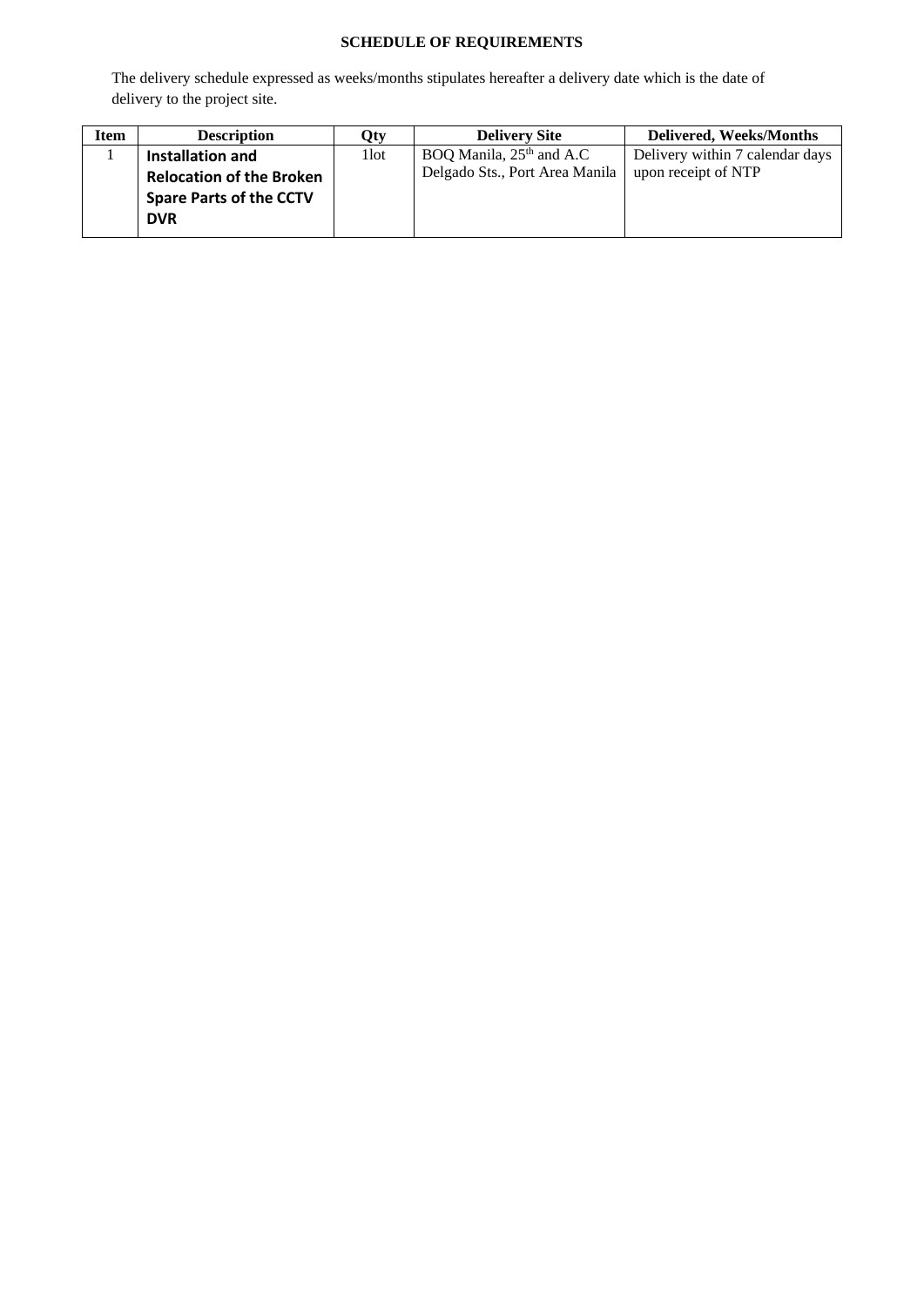**SCHEDULE OF REQUIREMENTS**

The delivery schedule expressed as weeks/months stipulates hereafter a delivery date which is the date of delivery to the project site.

| Item | Description | Qty | Delivery Site | Delivered, Weeks/Months |
|---|---|---|---|---|
| 1 | **Installation and Relocation of the Broken Spare Parts of the CCTV DVR** | 1lot | BOQ Manila, 25th and A.C Delgado Sts., Port Area Manila | Delivery within 7 calendar days upon receipt of NTP |